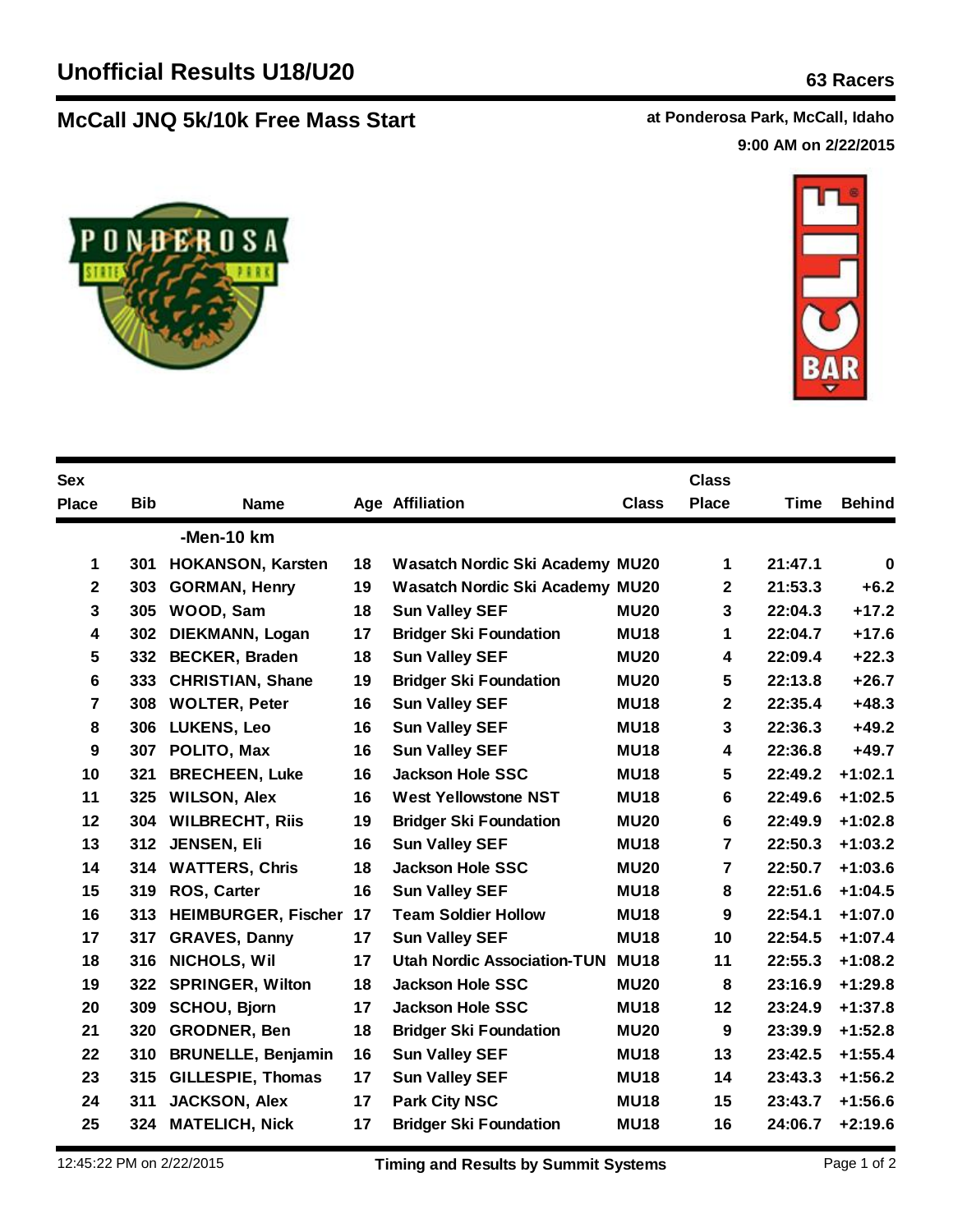# Unofficial Results U18/U20

**63 Racers**

## McCall JNQ 5k/10k Free Mass Start

**at Ponderosa Park, McCall, Idaho**

**9:00 AM on 2/22/2015**

| Sex Place | Bib | Name | Age | Affiliation | Class | Class Place | Time | Behind |
|---|---|---|---|---|---|---|---|---|
| | | **-Men-10 km** | | | | | | |
| 1 | 301 | HOKANSON, Karsten | 18 | Wasatch Nordic Ski Academy | MU20 | 1 | 21:47.1 | 0 |
| 2 | 303 | GORMAN, Henry | 19 | Wasatch Nordic Ski Academy | MU20 | 2 | 21:53.3 | +6.2 |
| 3 | 305 | WOOD, Sam | 18 | Sun Valley SEF | MU20 | 3 | 22:04.3 | +17.2 |
| 4 | 302 | DIEKMANN, Logan | 17 | Bridger Ski Foundation | MU18 | 1 | 22:04.7 | +17.6 |
| 5 | 332 | BECKER, Braden | 18 | Sun Valley SEF | MU20 | 4 | 22:09.4 | +22.3 |
| 6 | 333 | CHRISTIAN, Shane | 19 | Bridger Ski Foundation | MU20 | 5 | 22:13.8 | +26.7 |
| 7 | 308 | WOLTER, Peter | 16 | Sun Valley SEF | MU18 | 2 | 22:35.4 | +48.3 |
| 8 | 306 | LUKENS, Leo | 16 | Sun Valley SEF | MU18 | 3 | 22:36.3 | +49.2 |
| 9 | 307 | POLITO, Max | 16 | Sun Valley SEF | MU18 | 4 | 22:36.8 | +49.7 |
| 10 | 321 | BRECHEEN, Luke | 16 | Jackson Hole SSC | MU18 | 5 | 22:49.2 | +1:02.1 |
| 11 | 325 | WILSON, Alex | 16 | West Yellowstone NST | MU18 | 6 | 22:49.6 | +1:02.5 |
| 12 | 304 | WILBRECHT, Riis | 19 | Bridger Ski Foundation | MU20 | 6 | 22:49.9 | +1:02.8 |
| 13 | 312 | JENSEN, Eli | 16 | Sun Valley SEF | MU18 | 7 | 22:50.3 | +1:03.2 |
| 14 | 314 | WATTERS, Chris | 18 | Jackson Hole SSC | MU20 | 7 | 22:50.7 | +1:03.6 |
| 15 | 319 | ROS, Carter | 16 | Sun Valley SEF | MU18 | 8 | 22:51.6 | +1:04.5 |
| 16 | 313 | HEIMBURGER, Fischer | 17 | Team Soldier Hollow | MU18 | 9 | 22:54.1 | +1:07.0 |
| 17 | 317 | GRAVES, Danny | 17 | Sun Valley SEF | MU18 | 10 | 22:54.5 | +1:07.4 |
| 18 | 316 | NICHOLS, Wil | 17 | Utah Nordic Association-TUN | MU18 | 11 | 22:55.3 | +1:08.2 |
| 19 | 322 | SPRINGER, Wilton | 18 | Jackson Hole SSC | MU20 | 8 | 23:16.9 | +1:29.8 |
| 20 | 309 | SCHOU, Bjorn | 17 | Jackson Hole SSC | MU18 | 12 | 23:24.9 | +1:37.8 |
| 21 | 320 | GRODNER, Ben | 18 | Bridger Ski Foundation | MU20 | 9 | 23:39.9 | +1:52.8 |
| 22 | 310 | BRUNELLE, Benjamin | 16 | Sun Valley SEF | MU18 | 13 | 23:42.5 | +1:55.4 |
| 23 | 315 | GILLESPIE, Thomas | 17 | Sun Valley SEF | MU18 | 14 | 23:43.3 | +1:56.2 |
| 24 | 311 | JACKSON, Alex | 17 | Park City NSC | MU18 | 15 | 23:43.7 | +1:56.6 |
| 25 | 324 | MATELICH, Nick | 17 | Bridger Ski Foundation | MU18 | 16 | 24:06.7 | +2:19.6 |

12:45:22 PM on 2/22/2015 — Timing and Results by Summit Systems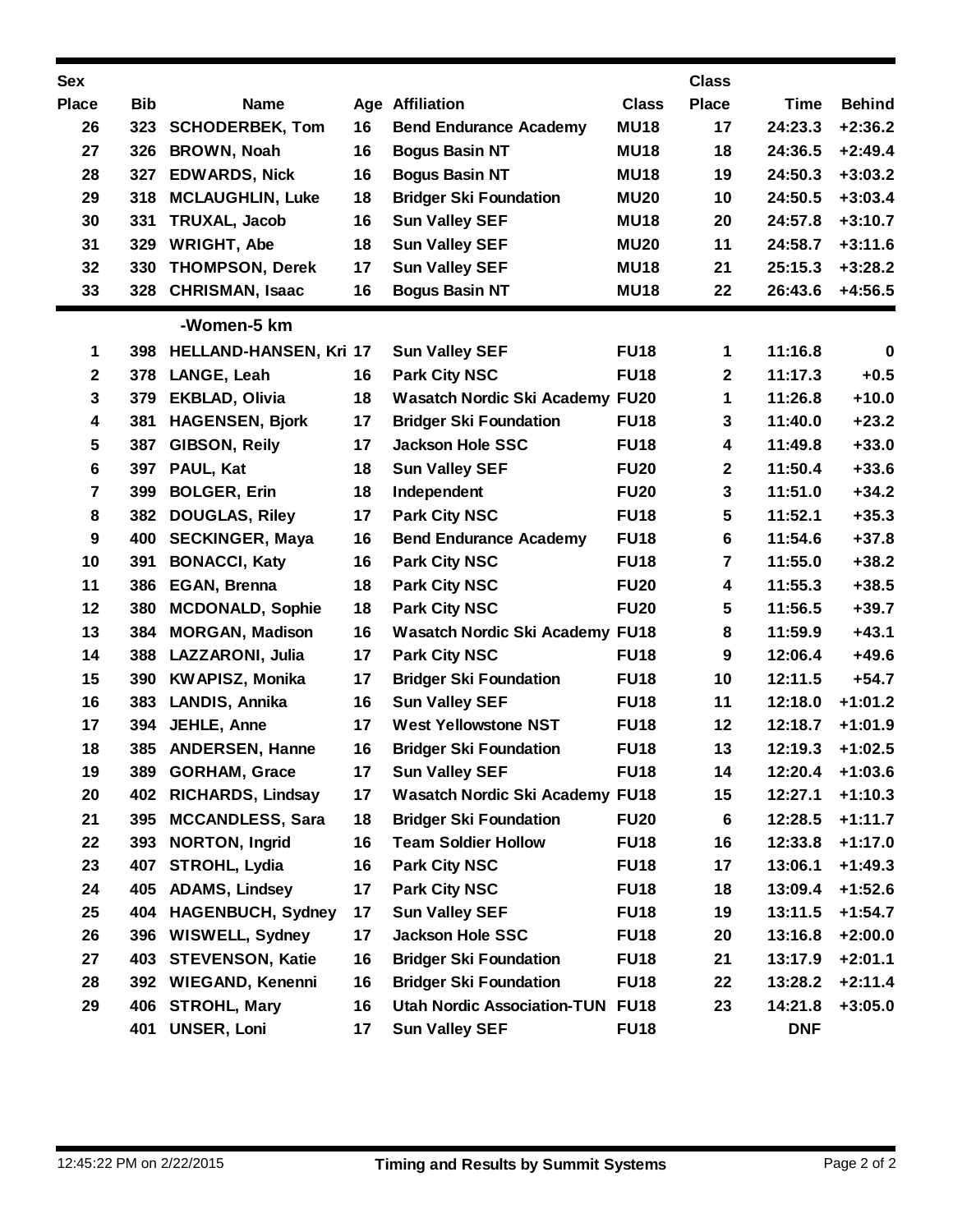| Sex Place | Bib | Name | Age | Affiliation | Class | Class Place | Time | Behind |
|---|---|---|---|---|---|---|---|---|
| 26 | 323 | SCHODERBEK, Tom | 16 | Bend Endurance Academy | MU18 | 17 | 24:23.3 | +2:36.2 |
| 27 | 326 | BROWN, Noah | 16 | Bogus Basin NT | MU18 | 18 | 24:36.5 | +2:49.4 |
| 28 | 327 | EDWARDS, Nick | 16 | Bogus Basin NT | MU18 | 19 | 24:50.3 | +3:03.2 |
| 29 | 318 | MCLAUGHLIN, Luke | 18 | Bridger Ski Foundation | MU20 | 10 | 24:50.5 | +3:03.4 |
| 30 | 331 | TRUXAL, Jacob | 16 | Sun Valley SEF | MU18 | 20 | 24:57.8 | +3:10.7 |
| 31 | 329 | WRIGHT, Abe | 18 | Sun Valley SEF | MU20 | 11 | 24:58.7 | +3:11.6 |
| 32 | 330 | THOMPSON, Derek | 17 | Sun Valley SEF | MU18 | 21 | 25:15.3 | +3:28.2 |
| 33 | 328 | CHRISMAN, Isaac | 16 | Bogus Basin NT | MU18 | 22 | 26:43.6 | +4:56.5 |

**-Women-5 km**

| Sex Place | Bib | Name | Age | Affiliation | Class | Class Place | Time | Behind |
|---|---|---|---|---|---|---|---|---|
| 1 | 398 | HELLAND-HANSEN, Kri | 17 | Sun Valley SEF | FU18 | 1 | 11:16.8 | 0 |
| 2 | 378 | LANGE, Leah | 16 | Park City NSC | FU18 | 2 | 11:17.3 | +0.5 |
| 3 | 379 | EKBLAD, Olivia | 18 | Wasatch Nordic Ski Academy | FU20 | 1 | 11:26.8 | +10.0 |
| 4 | 381 | HAGENSEN, Bjork | 17 | Bridger Ski Foundation | FU18 | 3 | 11:40.0 | +23.2 |
| 5 | 387 | GIBSON, Reily | 17 | Jackson Hole SSC | FU18 | 4 | 11:49.8 | +33.0 |
| 6 | 397 | PAUL, Kat | 18 | Sun Valley SEF | FU20 | 2 | 11:50.4 | +33.6 |
| 7 | 399 | BOLGER, Erin | 18 | Independent | FU20 | 3 | 11:51.0 | +34.2 |
| 8 | 382 | DOUGLAS, Riley | 17 | Park City NSC | FU18 | 5 | 11:52.1 | +35.3 |
| 9 | 400 | SECKINGER, Maya | 16 | Bend Endurance Academy | FU18 | 6 | 11:54.6 | +37.8 |
| 10 | 391 | BONACCI, Katy | 16 | Park City NSC | FU18 | 7 | 11:55.0 | +38.2 |
| 11 | 386 | EGAN, Brenna | 18 | Park City NSC | FU20 | 4 | 11:55.3 | +38.5 |
| 12 | 380 | MCDONALD, Sophie | 18 | Park City NSC | FU20 | 5 | 11:56.5 | +39.7 |
| 13 | 384 | MORGAN, Madison | 16 | Wasatch Nordic Ski Academy | FU18 | 8 | 11:59.9 | +43.1 |
| 14 | 388 | LAZZARONI, Julia | 17 | Park City NSC | FU18 | 9 | 12:06.4 | +49.6 |
| 15 | 390 | KWAPISZ, Monika | 17 | Bridger Ski Foundation | FU18 | 10 | 12:11.5 | +54.7 |
| 16 | 383 | LANDIS, Annika | 16 | Sun Valley SEF | FU18 | 11 | 12:18.0 | +1:01.2 |
| 17 | 394 | JEHLE, Anne | 17 | West Yellowstone NST | FU18 | 12 | 12:18.7 | +1:01.9 |
| 18 | 385 | ANDERSEN, Hanne | 16 | Bridger Ski Foundation | FU18 | 13 | 12:19.3 | +1:02.5 |
| 19 | 389 | GORHAM, Grace | 17 | Sun Valley SEF | FU18 | 14 | 12:20.4 | +1:03.6 |
| 20 | 402 | RICHARDS, Lindsay | 17 | Wasatch Nordic Ski Academy | FU18 | 15 | 12:27.1 | +1:10.3 |
| 21 | 395 | MCCANDLESS, Sara | 18 | Bridger Ski Foundation | FU20 | 6 | 12:28.5 | +1:11.7 |
| 22 | 393 | NORTON, Ingrid | 16 | Team Soldier Hollow | FU18 | 16 | 12:33.8 | +1:17.0 |
| 23 | 407 | STROHL, Lydia | 16 | Park City NSC | FU18 | 17 | 13:06.1 | +1:49.3 |
| 24 | 405 | ADAMS, Lindsey | 17 | Park City NSC | FU18 | 18 | 13:09.4 | +1:52.6 |
| 25 | 404 | HAGENBUCH, Sydney | 17 | Sun Valley SEF | FU18 | 19 | 13:11.5 | +1:54.7 |
| 26 | 396 | WISWELL, Sydney | 17 | Jackson Hole SSC | FU18 | 20 | 13:16.8 | +2:00.0 |
| 27 | 403 | STEVENSON, Katie | 16 | Bridger Ski Foundation | FU18 | 21 | 13:17.9 | +2:01.1 |
| 28 | 392 | WIEGAND, Kenenni | 16 | Bridger Ski Foundation | FU18 | 22 | 13:28.2 | +2:11.4 |
| 29 | 406 | STROHL, Mary | 16 | Utah Nordic Association-TUN | FU18 | 23 | 14:21.8 | +3:05.0 |
| | 401 | UNSER, Loni | 17 | Sun Valley SEF | FU18 | | DNF | |

12:45:22 PM on 2/22/2015 — Timing and Results by Summit Systems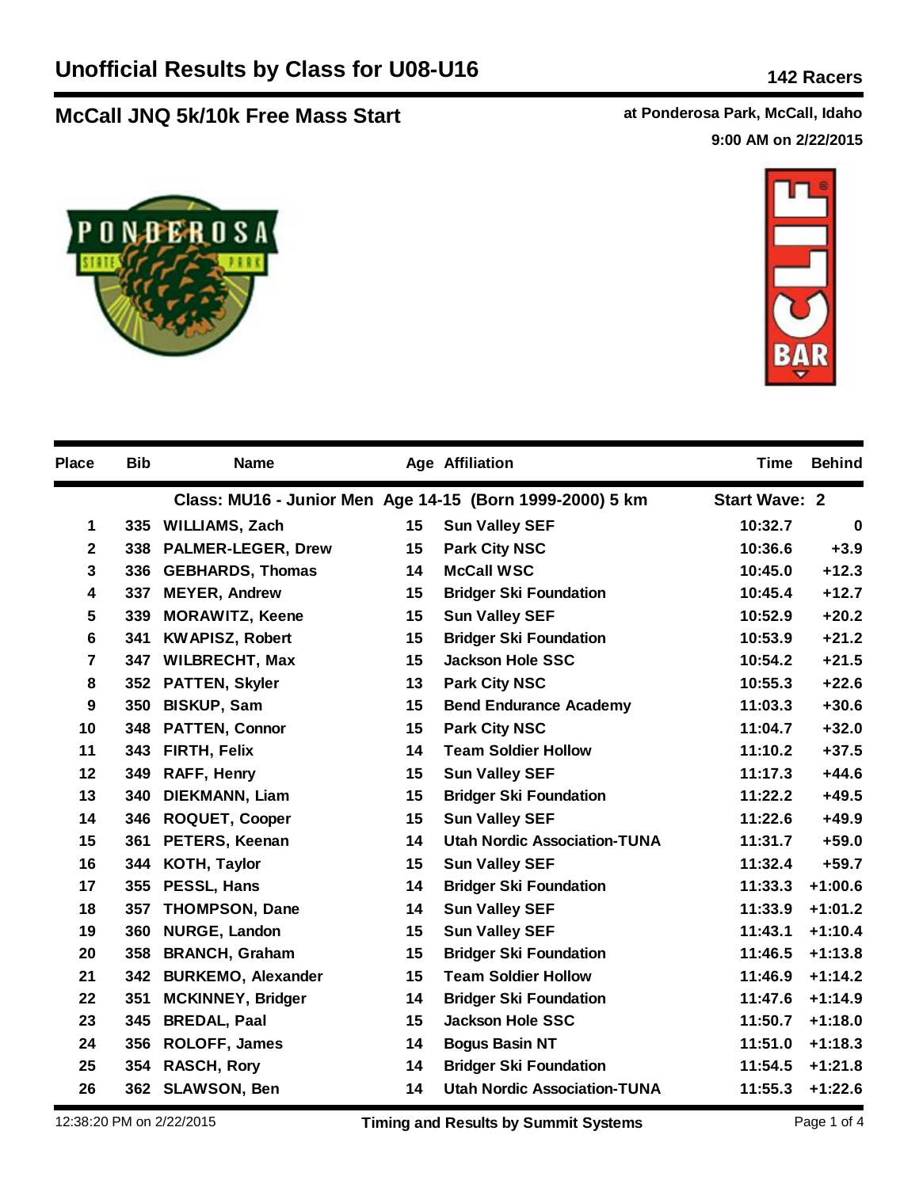# Unofficial Results by Class for U08-U16

**142 Racers**

## McCall JNQ 5k/10k Free Mass Start

**at Ponderosa Park, McCall, Idaho**
**9:00 AM on 2/22/2015**

| Place | Bib | Name | Age | Affiliation | Time | Behind |
|---|---|---|---|---|---|---|
| | | **Class: MU16 - Junior Men Age 14-15 (Born 1999-2000) 5 km** | | | **Start Wave: 2** | |
| 1 | 335 | WILLIAMS, Zach | 15 | Sun Valley SEF | 10:32.7 | 0 |
| 2 | 338 | PALMER-LEGER, Drew | 15 | Park City NSC | 10:36.6 | +3.9 |
| 3 | 336 | GEBHARDS, Thomas | 14 | McCall WSC | 10:45.0 | +12.3 |
| 4 | 337 | MEYER, Andrew | 15 | Bridger Ski Foundation | 10:45.4 | +12.7 |
| 5 | 339 | MORAWITZ, Keene | 15 | Sun Valley SEF | 10:52.9 | +20.2 |
| 6 | 341 | KWAPISZ, Robert | 15 | Bridger Ski Foundation | 10:53.9 | +21.2 |
| 7 | 347 | WILBRECHT, Max | 15 | Jackson Hole SSC | 10:54.2 | +21.5 |
| 8 | 352 | PATTEN, Skyler | 13 | Park City NSC | 10:55.3 | +22.6 |
| 9 | 350 | BISKUP, Sam | 15 | Bend Endurance Academy | 11:03.3 | +30.6 |
| 10 | 348 | PATTEN, Connor | 15 | Park City NSC | 11:04.7 | +32.0 |
| 11 | 343 | FIRTH, Felix | 14 | Team Soldier Hollow | 11:10.2 | +37.5 |
| 12 | 349 | RAFF, Henry | 15 | Sun Valley SEF | 11:17.3 | +44.6 |
| 13 | 340 | DIEKMANN, Liam | 15 | Bridger Ski Foundation | 11:22.2 | +49.5 |
| 14 | 346 | ROQUET, Cooper | 15 | Sun Valley SEF | 11:22.6 | +49.9 |
| 15 | 361 | PETERS, Keenan | 14 | Utah Nordic Association-TUNA | 11:31.7 | +59.0 |
| 16 | 344 | KOTH, Taylor | 15 | Sun Valley SEF | 11:32.4 | +59.7 |
| 17 | 355 | PESSL, Hans | 14 | Bridger Ski Foundation | 11:33.3 | +1:00.6 |
| 18 | 357 | THOMPSON, Dane | 14 | Sun Valley SEF | 11:33.9 | +1:01.2 |
| 19 | 360 | NURGE, Landon | 15 | Sun Valley SEF | 11:43.1 | +1:10.4 |
| 20 | 358 | BRANCH, Graham | 15 | Bridger Ski Foundation | 11:46.5 | +1:13.8 |
| 21 | 342 | BURKEMO, Alexander | 15 | Team Soldier Hollow | 11:46.9 | +1:14.2 |
| 22 | 351 | MCKINNEY, Bridger | 14 | Bridger Ski Foundation | 11:47.6 | +1:14.9 |
| 23 | 345 | BREDAL, Paal | 15 | Jackson Hole SSC | 11:50.7 | +1:18.0 |
| 24 | 356 | ROLOFF, James | 14 | Bogus Basin NT | 11:51.0 | +1:18.3 |
| 25 | 354 | RASCH, Rory | 14 | Bridger Ski Foundation | 11:54.5 | +1:21.8 |
| 26 | 362 | SLAWSON, Ben | 14 | Utah Nordic Association-TUNA | 11:55.3 | +1:22.6 |

12:38:20 PM on 2/22/2015 — **Timing and Results by Summit Systems**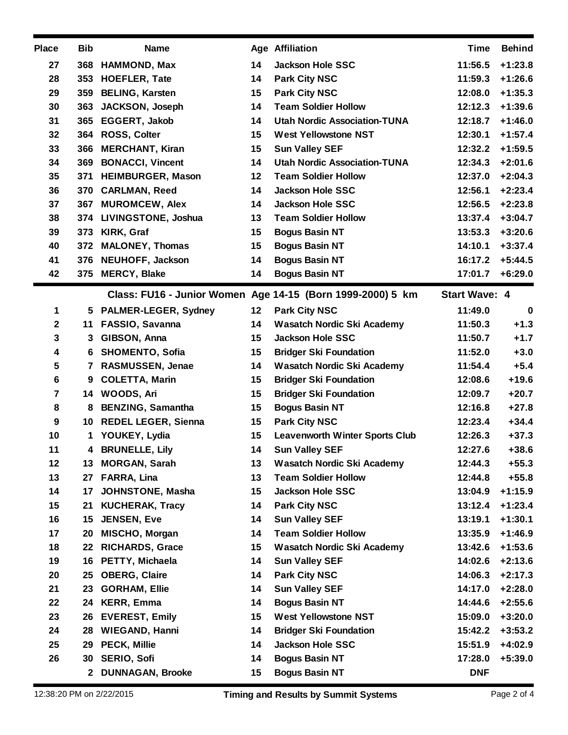| Place | Bib | Name | Age | Affiliation | Time | Behind |
|---|---|---|---|---|---|---|
| 27 | 368 | HAMMOND, Max | 14 | Jackson Hole SSC | 11:56.5 | +1:23.8 |
| 28 | 353 | HOEFLER, Tate | 14 | Park City NSC | 11:59.3 | +1:26.6 |
| 29 | 359 | BELING, Karsten | 15 | Park City NSC | 12:08.0 | +1:35.3 |
| 30 | 363 | JACKSON, Joseph | 14 | Team Soldier Hollow | 12:12.3 | +1:39.6 |
| 31 | 365 | EGGERT, Jakob | 14 | Utah Nordic Association-TUNA | 12:18.7 | +1:46.0 |
| 32 | 364 | ROSS, Colter | 15 | West Yellowstone NST | 12:30.1 | +1:57.4 |
| 33 | 366 | MERCHANT, Kiran | 15 | Sun Valley SEF | 12:32.2 | +1:59.5 |
| 34 | 369 | BONACCI, Vincent | 14 | Utah Nordic Association-TUNA | 12:34.3 | +2:01.6 |
| 35 | 371 | HEIMBURGER, Mason | 12 | Team Soldier Hollow | 12:37.0 | +2:04.3 |
| 36 | 370 | CARLMAN, Reed | 14 | Jackson Hole SSC | 12:56.1 | +2:23.4 |
| 37 | 367 | MUROMCEW, Alex | 14 | Jackson Hole SSC | 12:56.5 | +2:23.8 |
| 38 | 374 | LIVINGSTONE, Joshua | 13 | Team Soldier Hollow | 13:37.4 | +3:04.7 |
| 39 | 373 | KIRK, Graf | 15 | Bogus Basin NT | 13:53.3 | +3:20.6 |
| 40 | 372 | MALONEY, Thomas | 15 | Bogus Basin NT | 14:10.1 | +3:37.4 |
| 41 | 376 | NEUHOFF, Jackson | 14 | Bogus Basin NT | 16:17.2 | +5:44.5 |
| 42 | 375 | MERCY, Blake | 14 | Bogus Basin NT | 17:01.7 | +6:29.0 |

**Class: FU16 - Junior Women Age 14-15 (Born 1999-2000) 5 km** — **Start Wave: 4**

| Place | Bib | Name | Age | Affiliation | Time | Behind |
|---|---|---|---|---|---|---|
| 1 | 5 | PALMER-LEGER, Sydney | 12 | Park City NSC | 11:49.0 | 0 |
| 2 | 11 | FASSIO, Savanna | 14 | Wasatch Nordic Ski Academy | 11:50.3 | +1.3 |
| 3 | 3 | GIBSON, Anna | 15 | Jackson Hole SSC | 11:50.7 | +1.7 |
| 4 | 6 | SHOMENTO, Sofia | 15 | Bridger Ski Foundation | 11:52.0 | +3.0 |
| 5 | 7 | RASMUSSEN, Jenae | 14 | Wasatch Nordic Ski Academy | 11:54.4 | +5.4 |
| 6 | 9 | COLETTA, Marin | 15 | Bridger Ski Foundation | 12:08.6 | +19.6 |
| 7 | 14 | WOODS, Ari | 15 | Bridger Ski Foundation | 12:09.7 | +20.7 |
| 8 | 8 | BENZING, Samantha | 15 | Bogus Basin NT | 12:16.8 | +27.8 |
| 9 | 10 | REDEL LEGER, Sienna | 15 | Park City NSC | 12:23.4 | +34.4 |
| 10 | 1 | YOUKEY, Lydia | 15 | Leavenworth Winter Sports Club | 12:26.3 | +37.3 |
| 11 | 4 | BRUNELLE, Lily | 14 | Sun Valley SEF | 12:27.6 | +38.6 |
| 12 | 13 | MORGAN, Sarah | 13 | Wasatch Nordic Ski Academy | 12:44.3 | +55.3 |
| 13 | 27 | FARRA, Lina | 13 | Team Soldier Hollow | 12:44.8 | +55.8 |
| 14 | 17 | JOHNSTONE, Masha | 15 | Jackson Hole SSC | 13:04.9 | +1:15.9 |
| 15 | 21 | KUCHERAK, Tracy | 14 | Park City NSC | 13:12.4 | +1:23.4 |
| 16 | 15 | JENSEN, Eve | 14 | Sun Valley SEF | 13:19.1 | +1:30.1 |
| 17 | 20 | MISCHO, Morgan | 14 | Team Soldier Hollow | 13:35.9 | +1:46.9 |
| 18 | 22 | RICHARDS, Grace | 15 | Wasatch Nordic Ski Academy | 13:42.6 | +1:53.6 |
| 19 | 16 | PETTY, Michaela | 14 | Sun Valley SEF | 14:02.6 | +2:13.6 |
| 20 | 25 | OBERG, Claire | 14 | Park City NSC | 14:06.3 | +2:17.3 |
| 21 | 23 | GORHAM, Ellie | 14 | Sun Valley SEF | 14:17.0 | +2:28.0 |
| 22 | 24 | KERR, Emma | 14 | Bogus Basin NT | 14:44.6 | +2:55.6 |
| 23 | 26 | EVEREST, Emily | 15 | West Yellowstone NST | 15:09.0 | +3:20.0 |
| 24 | 28 | WIEGAND, Hanni | 14 | Bridger Ski Foundation | 15:42.2 | +3:53.2 |
| 25 | 29 | PECK, Millie | 14 | Jackson Hole SSC | 15:51.9 | +4:02.9 |
| 26 | 30 | SERIO, Sofi | 14 | Bogus Basin NT | 17:28.0 | +5:39.0 |
| | 2 | DUNNAGAN, Brooke | 15 | Bogus Basin NT | DNF | |

12:38:20 PM on 2/22/2015 — Timing and Results by Summit Systems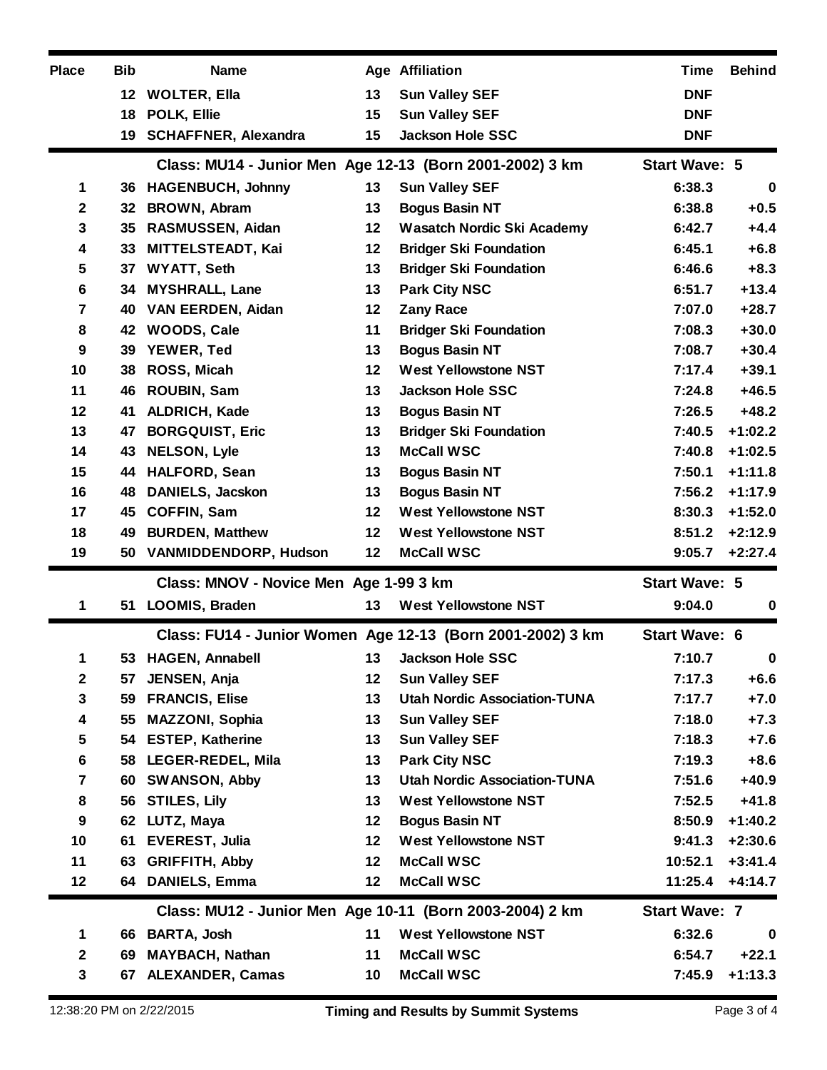| Place | Bib | Name | Age | Affiliation | Time | Behind |
|---|---|---|---|---|---|---|
| | 12 | WOLTER, Ella | 13 | Sun Valley SEF | DNF | |
| | 18 | POLK, Ellie | 15 | Sun Valley SEF | DNF | |
| | 19 | SCHAFFNER, Alexandra | 15 | Jackson Hole SSC | DNF | |

## Class: MU14 - Junior Men Age 12-13 (Born 2001-2002) 3 km — Start Wave: 5

| Place | Bib | Name | Age | Affiliation | Time | Behind |
|---|---|---|---|---|---|---|
| 1 | 36 | HAGENBUCH, Johnny | 13 | Sun Valley SEF | 6:38.3 | 0 |
| 2 | 32 | BROWN, Abram | 13 | Bogus Basin NT | 6:38.8 | +0.5 |
| 3 | 35 | RASMUSSEN, Aidan | 12 | Wasatch Nordic Ski Academy | 6:42.7 | +4.4 |
| 4 | 33 | MITTELSTEADT, Kai | 12 | Bridger Ski Foundation | 6:45.1 | +6.8 |
| 5 | 37 | WYATT, Seth | 13 | Bridger Ski Foundation | 6:46.6 | +8.3 |
| 6 | 34 | MYSHRALL, Lane | 13 | Park City NSC | 6:51.7 | +13.4 |
| 7 | 40 | VAN EERDEN, Aidan | 12 | Zany Race | 7:07.0 | +28.7 |
| 8 | 42 | WOODS, Cale | 11 | Bridger Ski Foundation | 7:08.3 | +30.0 |
| 9 | 39 | YEWER, Ted | 13 | Bogus Basin NT | 7:08.7 | +30.4 |
| 10 | 38 | ROSS, Micah | 12 | West Yellowstone NST | 7:17.4 | +39.1 |
| 11 | 46 | ROUBIN, Sam | 13 | Jackson Hole SSC | 7:24.8 | +46.5 |
| 12 | 41 | ALDRICH, Kade | 13 | Bogus Basin NT | 7:26.5 | +48.2 |
| 13 | 47 | BORGQUIST, Eric | 13 | Bridger Ski Foundation | 7:40.5 | +1:02.2 |
| 14 | 43 | NELSON, Lyle | 13 | McCall WSC | 7:40.8 | +1:02.5 |
| 15 | 44 | HALFORD, Sean | 13 | Bogus Basin NT | 7:50.1 | +1:11.8 |
| 16 | 48 | DANIELS, Jacskon | 13 | Bogus Basin NT | 7:56.2 | +1:17.9 |
| 17 | 45 | COFFIN, Sam | 12 | West Yellowstone NST | 8:30.3 | +1:52.0 |
| 18 | 49 | BURDEN, Matthew | 12 | West Yellowstone NST | 8:51.2 | +2:12.9 |
| 19 | 50 | VANMIDDENDORP, Hudson | 12 | McCall WSC | 9:05.7 | +2:27.4 |

## Class: MNOV - Novice Men Age 1-99 3 km — Start Wave: 5

| Place | Bib | Name | Age | Affiliation | Time | Behind |
|---|---|---|---|---|---|---|
| 1 | 51 | LOOMIS, Braden | 13 | West Yellowstone NST | 9:04.0 | 0 |

## Class: FU14 - Junior Women Age 12-13 (Born 2001-2002) 3 km — Start Wave: 6

| Place | Bib | Name | Age | Affiliation | Time | Behind |
|---|---|---|---|---|---|---|
| 1 | 53 | HAGEN, Annabell | 13 | Jackson Hole SSC | 7:10.7 | 0 |
| 2 | 57 | JENSEN, Anja | 12 | Sun Valley SEF | 7:17.3 | +6.6 |
| 3 | 59 | FRANCIS, Elise | 13 | Utah Nordic Association-TUNA | 7:17.7 | +7.0 |
| 4 | 55 | MAZZONI, Sophia | 13 | Sun Valley SEF | 7:18.0 | +7.3 |
| 5 | 54 | ESTEP, Katherine | 13 | Sun Valley SEF | 7:18.3 | +7.6 |
| 6 | 58 | LEGER-REDEL, Mila | 13 | Park City NSC | 7:19.3 | +8.6 |
| 7 | 60 | SWANSON, Abby | 13 | Utah Nordic Association-TUNA | 7:51.6 | +40.9 |
| 8 | 56 | STILES, Lily | 13 | West Yellowstone NST | 7:52.5 | +41.8 |
| 9 | 62 | LUTZ, Maya | 12 | Bogus Basin NT | 8:50.9 | +1:40.2 |
| 10 | 61 | EVEREST, Julia | 12 | West Yellowstone NST | 9:41.3 | +2:30.6 |
| 11 | 63 | GRIFFITH, Abby | 12 | McCall WSC | 10:52.1 | +3:41.4 |
| 12 | 64 | DANIELS, Emma | 12 | McCall WSC | 11:25.4 | +4:14.7 |

## Class: MU12 - Junior Men Age 10-11 (Born 2003-2004) 2 km — Start Wave: 7

| Place | Bib | Name | Age | Affiliation | Time | Behind |
|---|---|---|---|---|---|---|
| 1 | 66 | BARTA, Josh | 11 | West Yellowstone NST | 6:32.6 | 0 |
| 2 | 69 | MAYBACH, Nathan | 11 | McCall WSC | 6:54.7 | +22.1 |
| 3 | 67 | ALEXANDER, Camas | 10 | McCall WSC | 7:45.9 | +1:13.3 |

12:38:20 PM on 2/22/2015 — Timing and Results by Summit Systems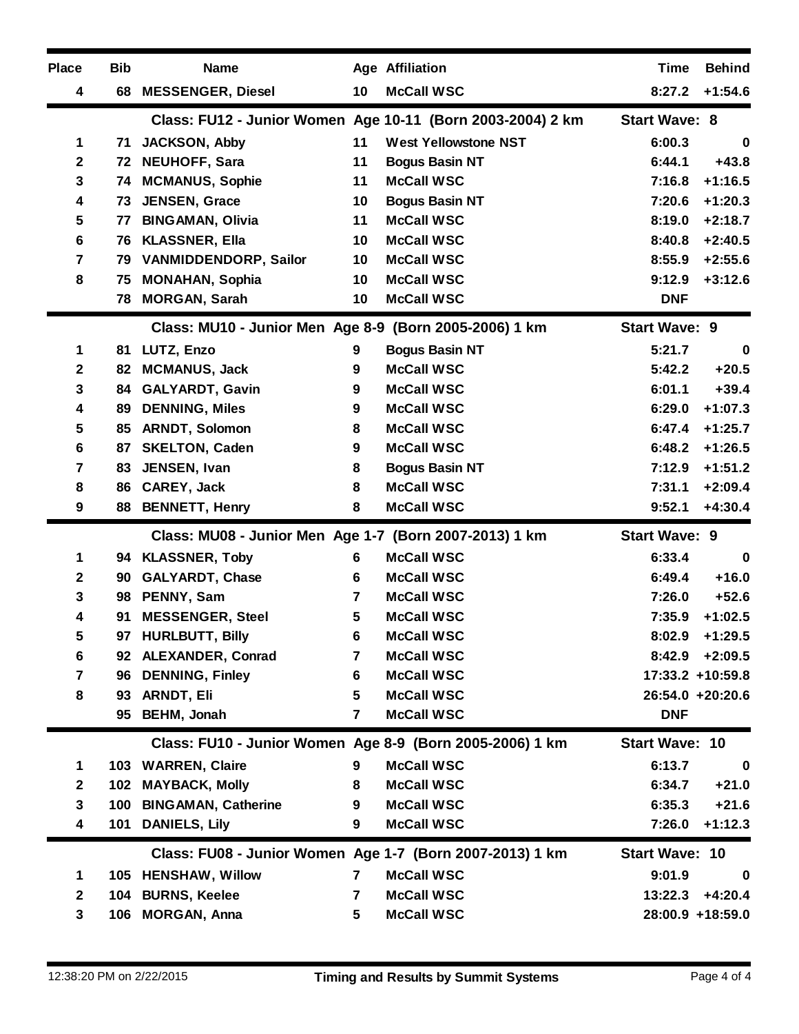| Place | Bib | Name | Age | Affiliation | Time | Behind |
|---|---|---|---|---|---|---|
| 4 | 68 | MESSENGER, Diesel | 10 | McCall WSC | 8:27.2 | +1:54.6 |
| | | **Class: FU12 - Junior Women Age 10-11 (Born 2003-2004) 2 km** | | | **Start Wave: 8** | |
| 1 | 71 | JACKSON, Abby | 11 | West Yellowstone NST | 6:00.3 | 0 |
| 2 | 72 | NEUHOFF, Sara | 11 | Bogus Basin NT | 6:44.1 | +43.8 |
| 3 | 74 | MCMANUS, Sophie | 11 | McCall WSC | 7:16.8 | +1:16.5 |
| 4 | 73 | JENSEN, Grace | 10 | Bogus Basin NT | 7:20.6 | +1:20.3 |
| 5 | 77 | BINGAMAN, Olivia | 11 | McCall WSC | 8:19.0 | +2:18.7 |
| 6 | 76 | KLASSNER, Ella | 10 | McCall WSC | 8:40.8 | +2:40.5 |
| 7 | 79 | VANMIDDENDORP, Sailor | 10 | McCall WSC | 8:55.9 | +2:55.6 |
| 8 | 75 | MONAHAN, Sophia | 10 | McCall WSC | 9:12.9 | +3:12.6 |
| | 78 | MORGAN, Sarah | 10 | McCall WSC | DNF | |
| | | **Class: MU10 - Junior Men Age 8-9 (Born 2005-2006) 1 km** | | | **Start Wave: 9** | |
| 1 | 81 | LUTZ, Enzo | 9 | Bogus Basin NT | 5:21.7 | 0 |
| 2 | 82 | MCMANUS, Jack | 9 | McCall WSC | 5:42.2 | +20.5 |
| 3 | 84 | GALYARDT, Gavin | 9 | McCall WSC | 6:01.1 | +39.4 |
| 4 | 89 | DENNING, Miles | 9 | McCall WSC | 6:29.0 | +1:07.3 |
| 5 | 85 | ARNDT, Solomon | 8 | McCall WSC | 6:47.4 | +1:25.7 |
| 6 | 87 | SKELTON, Caden | 9 | McCall WSC | 6:48.2 | +1:26.5 |
| 7 | 83 | JENSEN, Ivan | 8 | Bogus Basin NT | 7:12.9 | +1:51.2 |
| 8 | 86 | CAREY, Jack | 8 | McCall WSC | 7:31.1 | +2:09.4 |
| 9 | 88 | BENNETT, Henry | 8 | McCall WSC | 9:52.1 | +4:30.4 |
| | | **Class: MU08 - Junior Men Age 1-7 (Born 2007-2013) 1 km** | | | **Start Wave: 9** | |
| 1 | 94 | KLASSNER, Toby | 6 | McCall WSC | 6:33.4 | 0 |
| 2 | 90 | GALYARDT, Chase | 6 | McCall WSC | 6:49.4 | +16.0 |
| 3 | 98 | PENNY, Sam | 7 | McCall WSC | 7:26.0 | +52.6 |
| 4 | 91 | MESSENGER, Steel | 5 | McCall WSC | 7:35.9 | +1:02.5 |
| 5 | 97 | HURLBUTT, Billy | 6 | McCall WSC | 8:02.9 | +1:29.5 |
| 6 | 92 | ALEXANDER, Conrad | 7 | McCall WSC | 8:42.9 | +2:09.5 |
| 7 | 96 | DENNING, Finley | 6 | McCall WSC | 17:33.2 | +10:59.8 |
| 8 | 93 | ARNDT, Eli | 5 | McCall WSC | 26:54.0 | +20:20.6 |
| | 95 | BEHM, Jonah | 7 | McCall WSC | DNF | |
| | | **Class: FU10 - Junior Women Age 8-9 (Born 2005-2006) 1 km** | | | **Start Wave: 10** | |
| 1 | 103 | WARREN, Claire | 9 | McCall WSC | 6:13.7 | 0 |
| 2 | 102 | MAYBACK, Molly | 8 | McCall WSC | 6:34.7 | +21.0 |
| 3 | 100 | BINGAMAN, Catherine | 9 | McCall WSC | 6:35.3 | +21.6 |
| 4 | 101 | DANIELS, Lily | 9 | McCall WSC | 7:26.0 | +1:12.3 |
| | | **Class: FU08 - Junior Women Age 1-7 (Born 2007-2013) 1 km** | | | **Start Wave: 10** | |
| 1 | 105 | HENSHAW, Willow | 7 | McCall WSC | 9:01.9 | 0 |
| 2 | 104 | BURNS, Keelee | 7 | McCall WSC | 13:22.3 | +4:20.4 |
| 3 | 106 | MORGAN, Anna | 5 | McCall WSC | 28:00.9 | +18:59.0 |

12:38:20 PM on 2/22/2015 — Timing and Results by Summit Systems